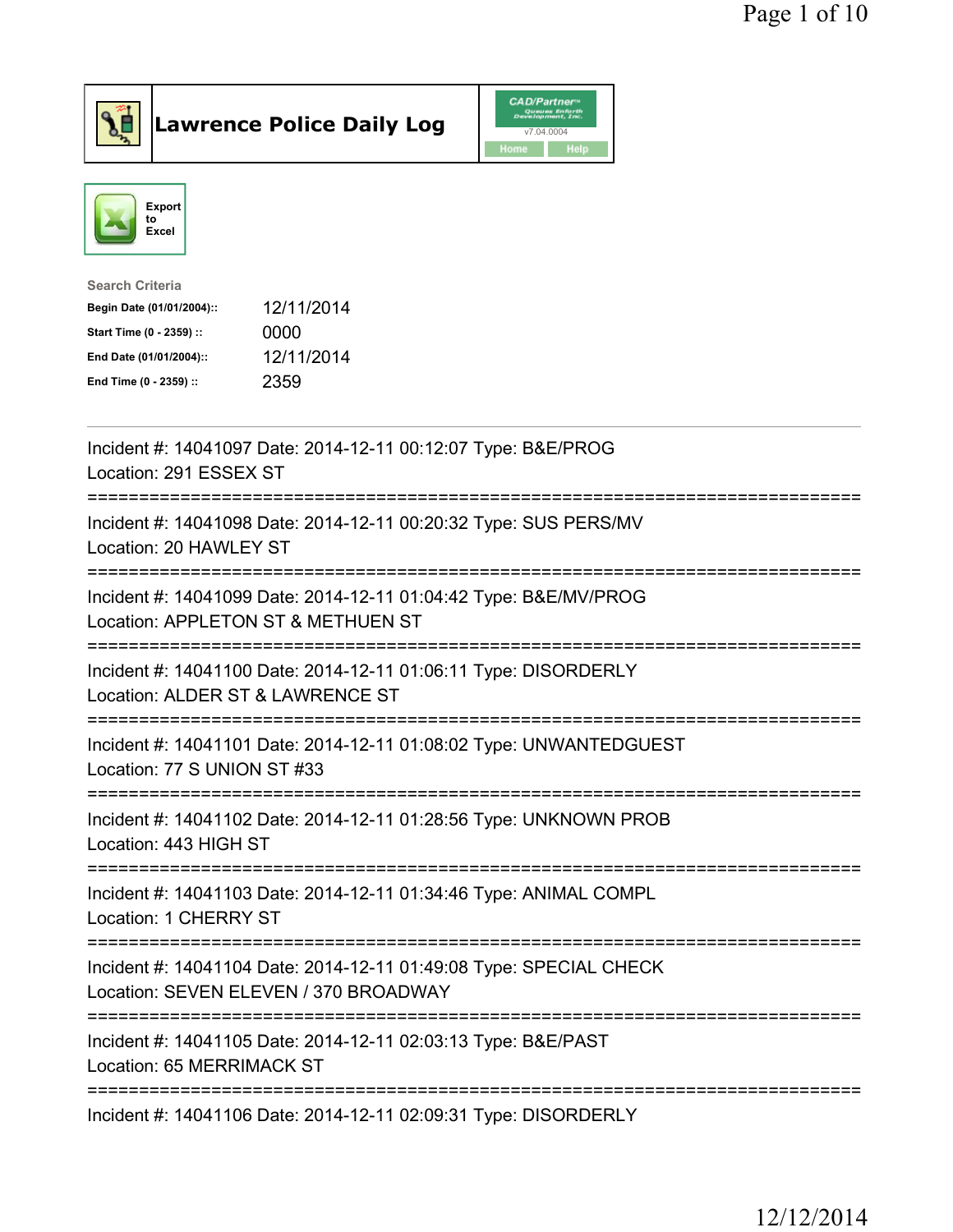# Lawrence Police Daily Log

CAD/Partner v7.04.0004

Home | Help

Export to Excel

**Search Criteria**

| | |
|---|---|
| **Begin Date (01/01/2004)::** | 12/11/2014 |
| **Start Time (0 - 2359) ::** | 0000 |
| **End Date (01/01/2004)::** | 12/11/2014 |
| **End Time (0 - 2359) ::** | 2359 |

---

Incident #: 14041097 Date: 2014-12-11 00:12:07 Type: B&E/PROG
Location: 291 ESSEX ST

===========================================================================

Incident #: 14041098 Date: 2014-12-11 00:20:32 Type: SUS PERS/MV
Location: 20 HAWLEY ST

===========================================================================

Incident #: 14041099 Date: 2014-12-11 01:04:42 Type: B&E/MV/PROG
Location: APPLETON ST & METHUEN ST

===========================================================================

Incident #: 14041100 Date: 2014-12-11 01:06:11 Type: DISORDERLY
Location: ALDER ST & LAWRENCE ST

===========================================================================

Incident #: 14041101 Date: 2014-12-11 01:08:02 Type: UNWANTEDGUEST
Location: 77 S UNION ST #33

===========================================================================

Incident #: 14041102 Date: 2014-12-11 01:28:56 Type: UNKNOWN PROB
Location: 443 HIGH ST

===========================================================================

Incident #: 14041103 Date: 2014-12-11 01:34:46 Type: ANIMAL COMPL
Location: 1 CHERRY ST

===========================================================================

Incident #: 14041104 Date: 2014-12-11 01:49:08 Type: SPECIAL CHECK
Location: SEVEN ELEVEN / 370 BROADWAY

===========================================================================

Incident #: 14041105 Date: 2014-12-11 02:03:13 Type: B&E/PAST
Location: 65 MERRIMACK ST

===========================================================================

Incident #: 14041106 Date: 2014-12-11 02:09:31 Type: DISORDERLY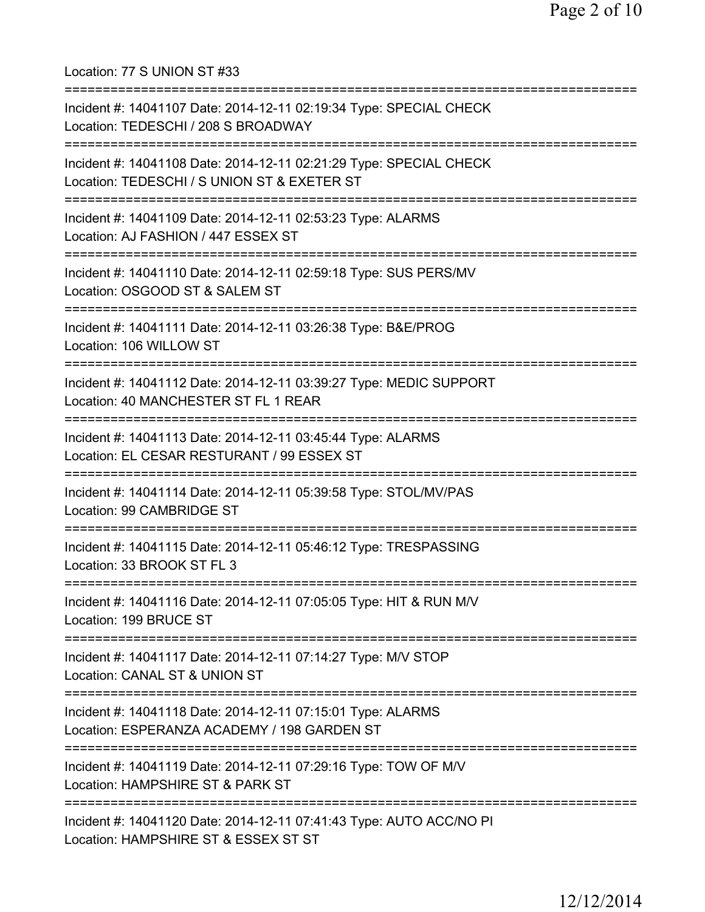Location: 77 S UNION ST #33

===========================================================================

Incident #: 14041107 Date: 2014-12-11 02:19:34 Type: SPECIAL CHECK
Location: TEDESCHI / 208 S BROADWAY

===========================================================================

Incident #: 14041108 Date: 2014-12-11 02:21:29 Type: SPECIAL CHECK
Location: TEDESCHI / S UNION ST & EXETER ST

===========================================================================

Incident #: 14041109 Date: 2014-12-11 02:53:23 Type: ALARMS
Location: AJ FASHION / 447 ESSEX ST

===========================================================================

Incident #: 14041110 Date: 2014-12-11 02:59:18 Type: SUS PERS/MV
Location: OSGOOD ST & SALEM ST

===========================================================================

Incident #: 14041111 Date: 2014-12-11 03:26:38 Type: B&E/PROG
Location: 106 WILLOW ST

===========================================================================

Incident #: 14041112 Date: 2014-12-11 03:39:27 Type: MEDIC SUPPORT
Location: 40 MANCHESTER ST FL 1 REAR

===========================================================================

Incident #: 14041113 Date: 2014-12-11 03:45:44 Type: ALARMS
Location: EL CESAR RESTURANT / 99 ESSEX ST

===========================================================================

Incident #: 14041114 Date: 2014-12-11 05:39:58 Type: STOL/MV/PAS
Location: 99 CAMBRIDGE ST

===========================================================================

Incident #: 14041115 Date: 2014-12-11 05:46:12 Type: TRESPASSING
Location: 33 BROOK ST FL 3

===========================================================================

Incident #: 14041116 Date: 2014-12-11 07:05:05 Type: HIT & RUN M/V
Location: 199 BRUCE ST

===========================================================================

Incident #: 14041117 Date: 2014-12-11 07:14:27 Type: M/V STOP
Location: CANAL ST & UNION ST

===========================================================================

Incident #: 14041118 Date: 2014-12-11 07:15:01 Type: ALARMS
Location: ESPERANZA ACADEMY / 198 GARDEN ST

===========================================================================

Incident #: 14041119 Date: 2014-12-11 07:29:16 Type: TOW OF M/V
Location: HAMPSHIRE ST & PARK ST

===========================================================================

Incident #: 14041120 Date: 2014-12-11 07:41:43 Type: AUTO ACC/NO PI
Location: HAMPSHIRE ST & ESSEX ST ST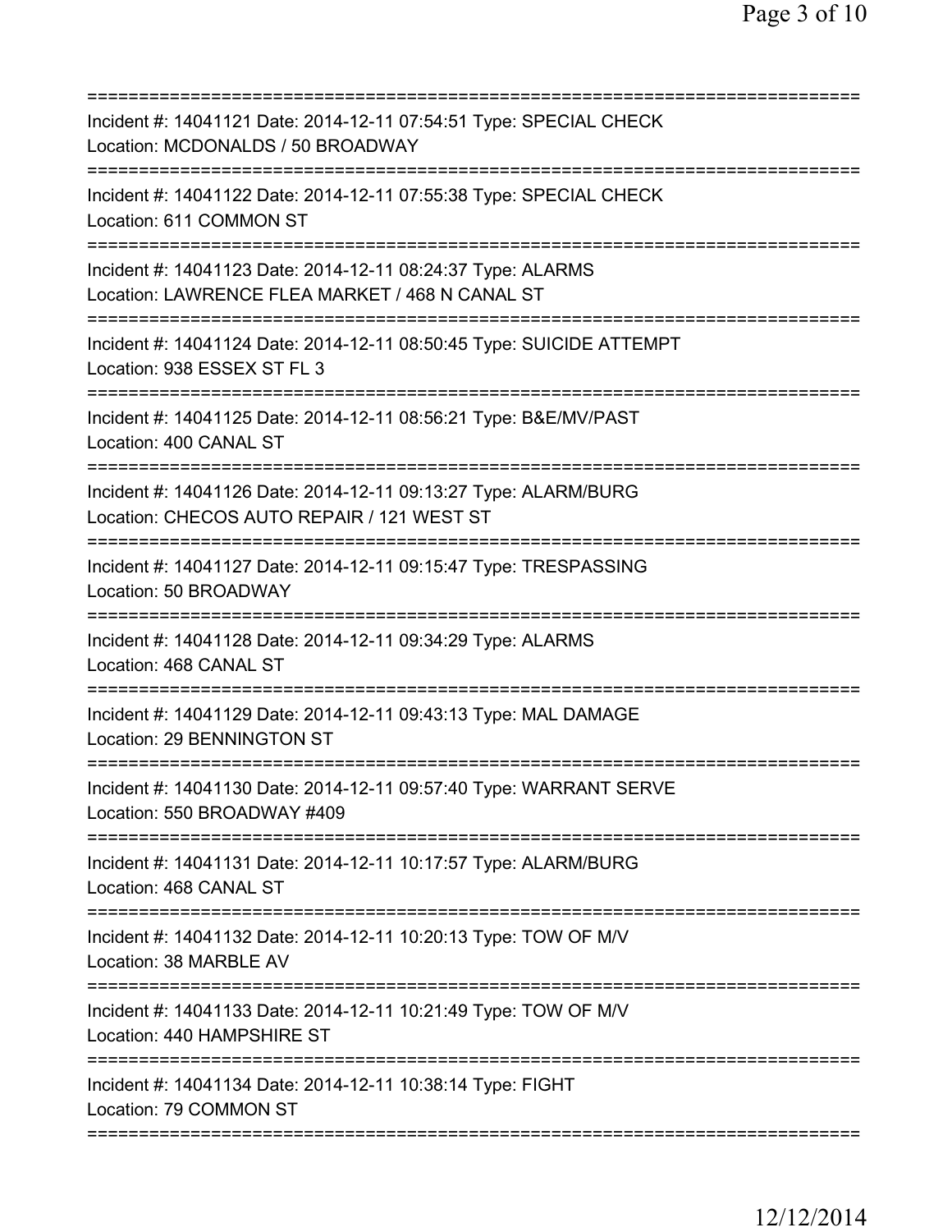===========================================================================
Incident #: 14041121 Date: 2014-12-11 07:54:51 Type: SPECIAL CHECK
Location: MCDONALDS / 50 BROADWAY
===========================================================================
Incident #: 14041122 Date: 2014-12-11 07:55:38 Type: SPECIAL CHECK
Location: 611 COMMON ST
===========================================================================
Incident #: 14041123 Date: 2014-12-11 08:24:37 Type: ALARMS
Location: LAWRENCE FLEA MARKET / 468 N CANAL ST
===========================================================================
Incident #: 14041124 Date: 2014-12-11 08:50:45 Type: SUICIDE ATTEMPT
Location: 938 ESSEX ST FL 3
===========================================================================
Incident #: 14041125 Date: 2014-12-11 08:56:21 Type: B&E/MV/PAST
Location: 400 CANAL ST
===========================================================================
Incident #: 14041126 Date: 2014-12-11 09:13:27 Type: ALARM/BURG
Location: CHECOS AUTO REPAIR / 121 WEST ST
===========================================================================
Incident #: 14041127 Date: 2014-12-11 09:15:47 Type: TRESPASSING
Location: 50 BROADWAY
===========================================================================
Incident #: 14041128 Date: 2014-12-11 09:34:29 Type: ALARMS
Location: 468 CANAL ST
===========================================================================
Incident #: 14041129 Date: 2014-12-11 09:43:13 Type: MAL DAMAGE
Location: 29 BENNINGTON ST
===========================================================================
Incident #: 14041130 Date: 2014-12-11 09:57:40 Type: WARRANT SERVE
Location: 550 BROADWAY #409
===========================================================================
Incident #: 14041131 Date: 2014-12-11 10:17:57 Type: ALARM/BURG
Location: 468 CANAL ST
===========================================================================
Incident #: 14041132 Date: 2014-12-11 10:20:13 Type: TOW OF M/V
Location: 38 MARBLE AV
===========================================================================
Incident #: 14041133 Date: 2014-12-11 10:21:49 Type: TOW OF M/V
Location: 440 HAMPSHIRE ST
===========================================================================
Incident #: 14041134 Date: 2014-12-11 10:38:14 Type: FIGHT
Location: 79 COMMON ST
===========================================================================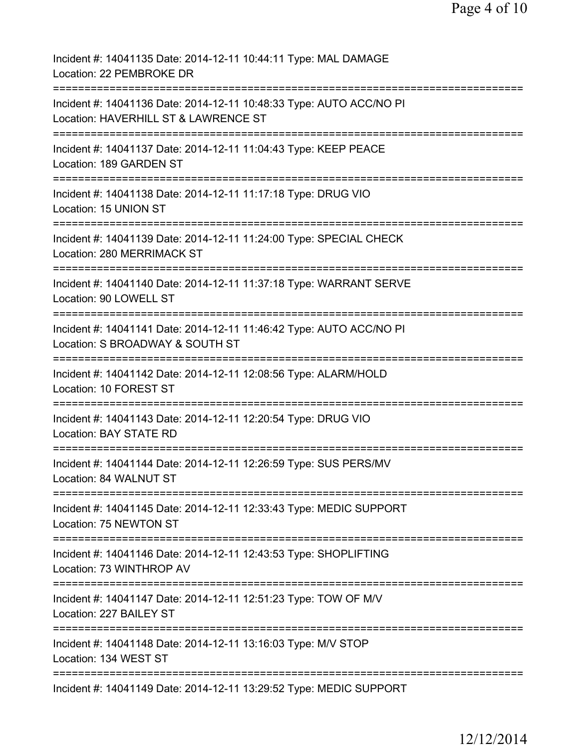Incident #: 14041135 Date: 2014-12-11 10:44:11 Type: MAL DAMAGE
Location: 22 PEMBROKE DR
===========================================================================
Incident #: 14041136 Date: 2014-12-11 10:48:33 Type: AUTO ACC/NO PI
Location: HAVERHILL ST & LAWRENCE ST
===========================================================================
Incident #: 14041137 Date: 2014-12-11 11:04:43 Type: KEEP PEACE
Location: 189 GARDEN ST
===========================================================================
Incident #: 14041138 Date: 2014-12-11 11:17:18 Type: DRUG VIO
Location: 15 UNION ST
===========================================================================
Incident #: 14041139 Date: 2014-12-11 11:24:00 Type: SPECIAL CHECK
Location: 280 MERRIMACK ST
===========================================================================
Incident #: 14041140 Date: 2014-12-11 11:37:18 Type: WARRANT SERVE
Location: 90 LOWELL ST
===========================================================================
Incident #: 14041141 Date: 2014-12-11 11:46:42 Type: AUTO ACC/NO PI
Location: S BROADWAY & SOUTH ST
===========================================================================
Incident #: 14041142 Date: 2014-12-11 12:08:56 Type: ALARM/HOLD
Location: 10 FOREST ST
===========================================================================
Incident #: 14041143 Date: 2014-12-11 12:20:54 Type: DRUG VIO
Location: BAY STATE RD
===========================================================================
Incident #: 14041144 Date: 2014-12-11 12:26:59 Type: SUS PERS/MV
Location: 84 WALNUT ST
===========================================================================
Incident #: 14041145 Date: 2014-12-11 12:33:43 Type: MEDIC SUPPORT
Location: 75 NEWTON ST
===========================================================================
Incident #: 14041146 Date: 2014-12-11 12:43:53 Type: SHOPLIFTING
Location: 73 WINTHROP AV
===========================================================================
Incident #: 14041147 Date: 2014-12-11 12:51:23 Type: TOW OF M/V
Location: 227 BAILEY ST
===========================================================================
Incident #: 14041148 Date: 2014-12-11 13:16:03 Type: M/V STOP
Location: 134 WEST ST
===========================================================================
Incident #: 14041149 Date: 2014-12-11 13:29:52 Type: MEDIC SUPPORT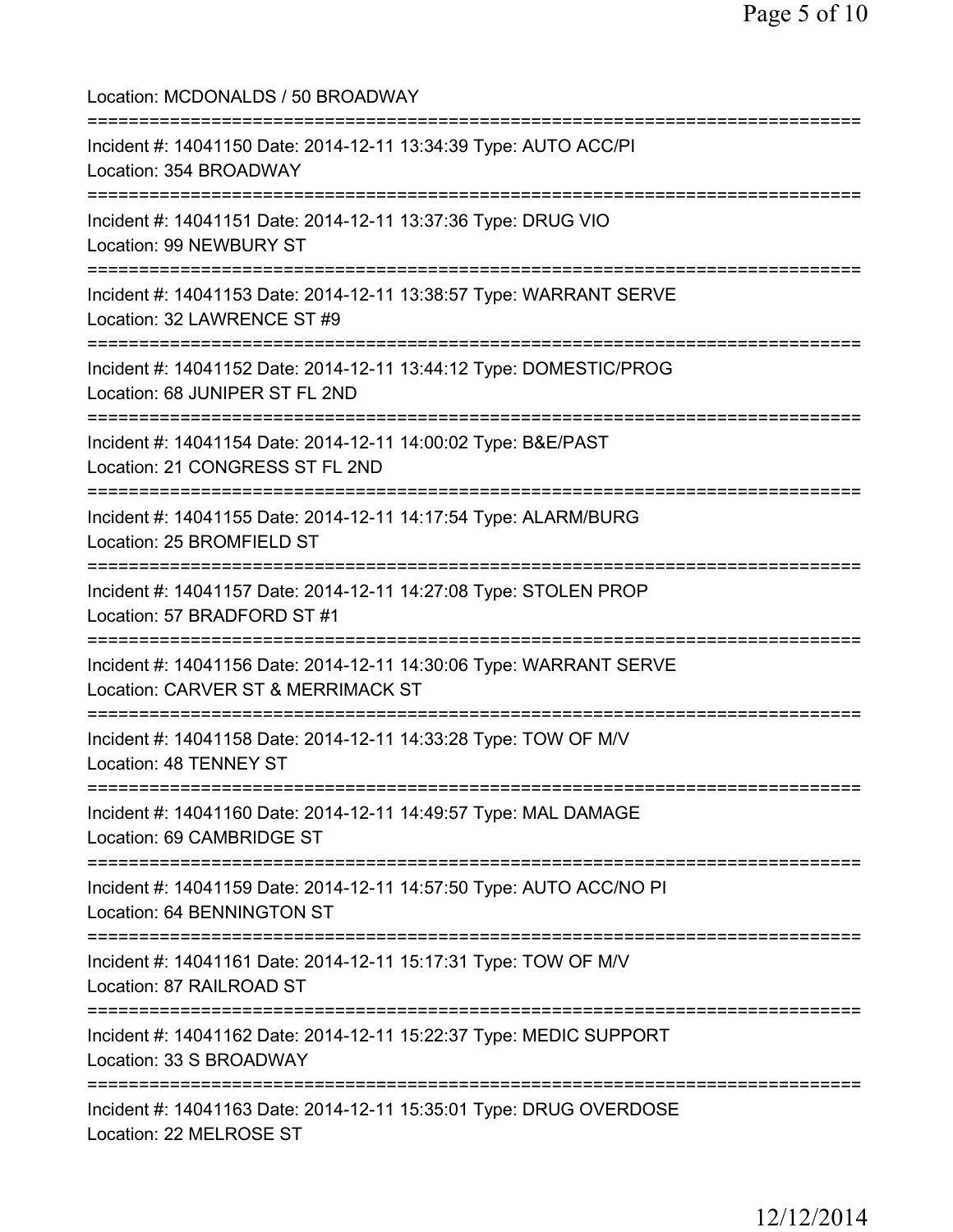Location: MCDONALDS / 50 BROADWAY

===========================================================================

Incident #: 14041150 Date: 2014-12-11 13:34:39 Type: AUTO ACC/PI
Location: 354 BROADWAY

===========================================================================

Incident #: 14041151 Date: 2014-12-11 13:37:36 Type: DRUG VIO
Location: 99 NEWBURY ST

===========================================================================

Incident #: 14041153 Date: 2014-12-11 13:38:57 Type: WARRANT SERVE
Location: 32 LAWRENCE ST #9

===========================================================================

Incident #: 14041152 Date: 2014-12-11 13:44:12 Type: DOMESTIC/PROG
Location: 68 JUNIPER ST FL 2ND

===========================================================================

Incident #: 14041154 Date: 2014-12-11 14:00:02 Type: B&E/PAST
Location: 21 CONGRESS ST FL 2ND

===========================================================================

Incident #: 14041155 Date: 2014-12-11 14:17:54 Type: ALARM/BURG
Location: 25 BROMFIELD ST

===========================================================================

Incident #: 14041157 Date: 2014-12-11 14:27:08 Type: STOLEN PROP
Location: 57 BRADFORD ST #1

===========================================================================

Incident #: 14041156 Date: 2014-12-11 14:30:06 Type: WARRANT SERVE
Location: CARVER ST & MERRIMACK ST

===========================================================================

Incident #: 14041158 Date: 2014-12-11 14:33:28 Type: TOW OF M/V
Location: 48 TENNEY ST

===========================================================================

Incident #: 14041160 Date: 2014-12-11 14:49:57 Type: MAL DAMAGE
Location: 69 CAMBRIDGE ST

===========================================================================

Incident #: 14041159 Date: 2014-12-11 14:57:50 Type: AUTO ACC/NO PI
Location: 64 BENNINGTON ST

===========================================================================

Incident #: 14041161 Date: 2014-12-11 15:17:31 Type: TOW OF M/V
Location: 87 RAILROAD ST

===========================================================================

Incident #: 14041162 Date: 2014-12-11 15:22:37 Type: MEDIC SUPPORT
Location: 33 S BROADWAY

===========================================================================

Incident #: 14041163 Date: 2014-12-11 15:35:01 Type: DRUG OVERDOSE
Location: 22 MELROSE ST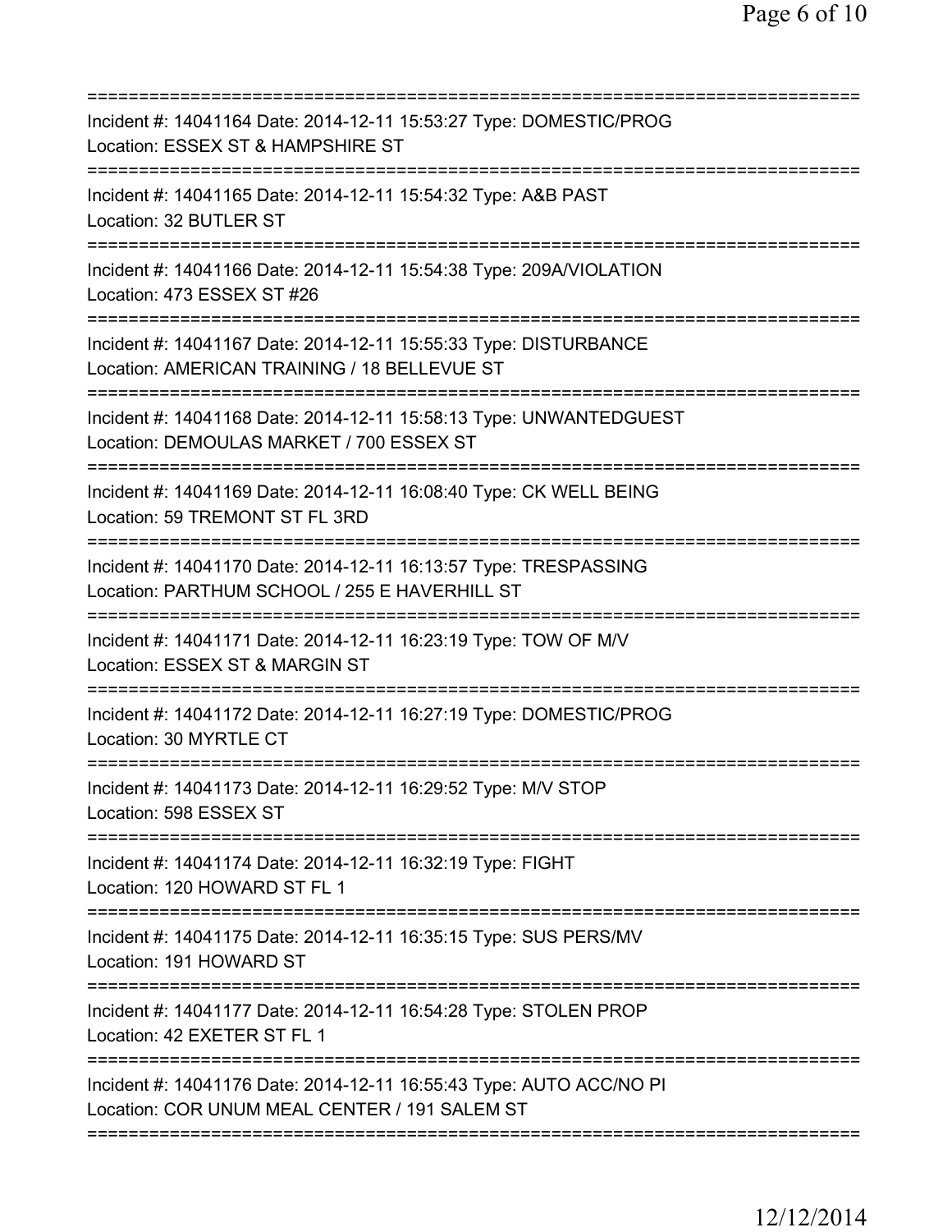===========================================================================

Incident #: 14041164 Date: 2014-12-11 15:53:27 Type: DOMESTIC/PROG
Location: ESSEX ST & HAMPSHIRE ST

===========================================================================

Incident #: 14041165 Date: 2014-12-11 15:54:32 Type: A&B PAST
Location: 32 BUTLER ST

===========================================================================

Incident #: 14041166 Date: 2014-12-11 15:54:38 Type: 209A/VIOLATION
Location: 473 ESSEX ST #26

===========================================================================

Incident #: 14041167 Date: 2014-12-11 15:55:33 Type: DISTURBANCE
Location: AMERICAN TRAINING / 18 BELLEVUE ST

===========================================================================

Incident #: 14041168 Date: 2014-12-11 15:58:13 Type: UNWANTEDGUEST
Location: DEMOULAS MARKET / 700 ESSEX ST

===========================================================================

Incident #: 14041169 Date: 2014-12-11 16:08:40 Type: CK WELL BEING
Location: 59 TREMONT ST FL 3RD

===========================================================================

Incident #: 14041170 Date: 2014-12-11 16:13:57 Type: TRESPASSING
Location: PARTHUM SCHOOL / 255 E HAVERHILL ST

===========================================================================

Incident #: 14041171 Date: 2014-12-11 16:23:19 Type: TOW OF M/V
Location: ESSEX ST & MARGIN ST

===========================================================================

Incident #: 14041172 Date: 2014-12-11 16:27:19 Type: DOMESTIC/PROG
Location: 30 MYRTLE CT

===========================================================================

Incident #: 14041173 Date: 2014-12-11 16:29:52 Type: M/V STOP
Location: 598 ESSEX ST

===========================================================================

Incident #: 14041174 Date: 2014-12-11 16:32:19 Type: FIGHT
Location: 120 HOWARD ST FL 1

===========================================================================

Incident #: 14041175 Date: 2014-12-11 16:35:15 Type: SUS PERS/MV
Location: 191 HOWARD ST

===========================================================================

Incident #: 14041177 Date: 2014-12-11 16:54:28 Type: STOLEN PROP
Location: 42 EXETER ST FL 1

===========================================================================

Incident #: 14041176 Date: 2014-12-11 16:55:43 Type: AUTO ACC/NO PI
Location: COR UNUM MEAL CENTER / 191 SALEM ST

===========================================================================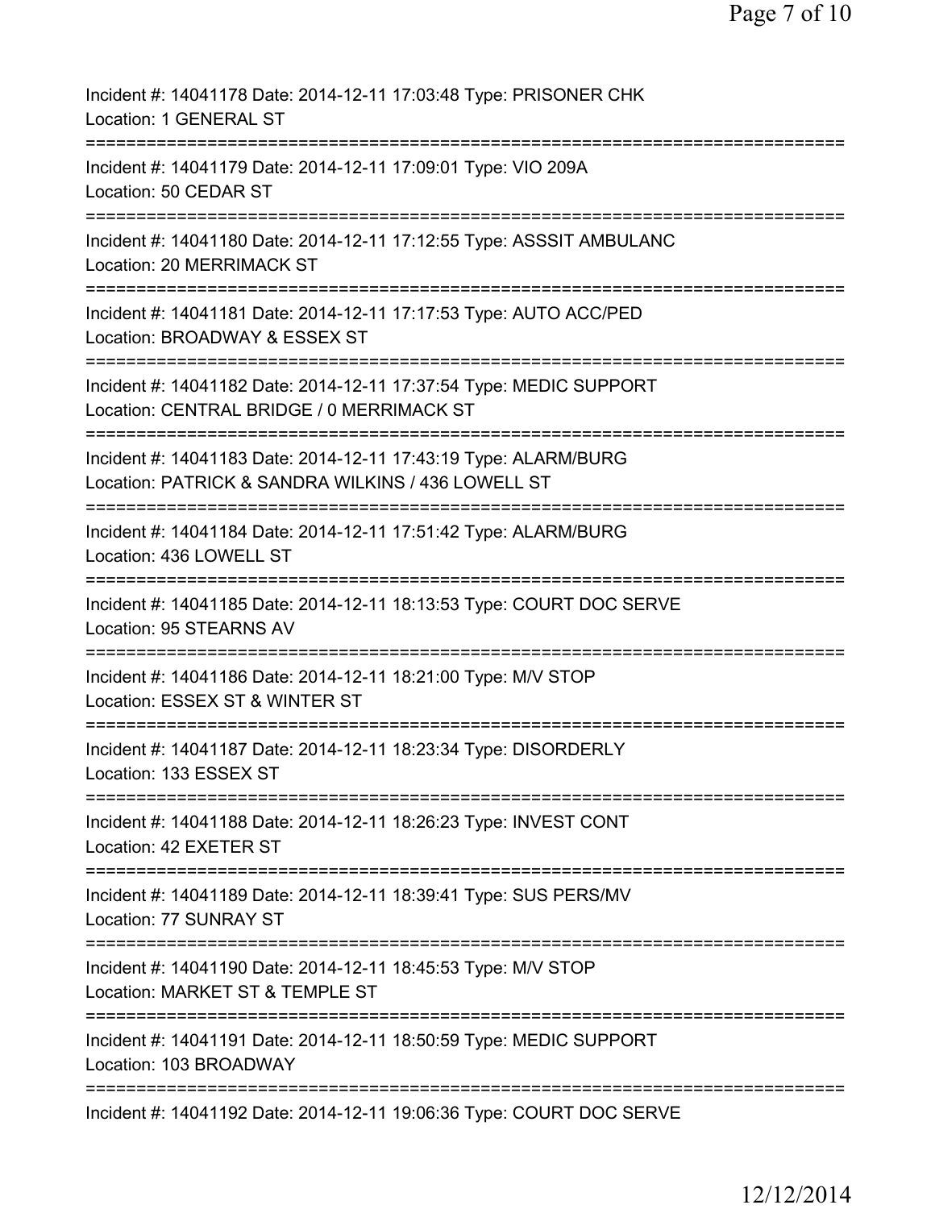Incident #: 14041178 Date: 2014-12-11 17:03:48 Type: PRISONER CHK
Location: 1 GENERAL ST

===========================================================================

Incident #: 14041179 Date: 2014-12-11 17:09:01 Type: VIO 209A
Location: 50 CEDAR ST

===========================================================================

Incident #: 14041180 Date: 2014-12-11 17:12:55 Type: ASSSIT AMBULANC
Location: 20 MERRIMACK ST

===========================================================================

Incident #: 14041181 Date: 2014-12-11 17:17:53 Type: AUTO ACC/PED
Location: BROADWAY & ESSEX ST

===========================================================================

Incident #: 14041182 Date: 2014-12-11 17:37:54 Type: MEDIC SUPPORT
Location: CENTRAL BRIDGE / 0 MERRIMACK ST

===========================================================================

Incident #: 14041183 Date: 2014-12-11 17:43:19 Type: ALARM/BURG
Location: PATRICK & SANDRA WILKINS / 436 LOWELL ST

===========================================================================

Incident #: 14041184 Date: 2014-12-11 17:51:42 Type: ALARM/BURG
Location: 436 LOWELL ST

===========================================================================

Incident #: 14041185 Date: 2014-12-11 18:13:53 Type: COURT DOC SERVE
Location: 95 STEARNS AV

===========================================================================

Incident #: 14041186 Date: 2014-12-11 18:21:00 Type: M/V STOP
Location: ESSEX ST & WINTER ST

===========================================================================

Incident #: 14041187 Date: 2014-12-11 18:23:34 Type: DISORDERLY
Location: 133 ESSEX ST

===========================================================================

Incident #: 14041188 Date: 2014-12-11 18:26:23 Type: INVEST CONT
Location: 42 EXETER ST

===========================================================================

Incident #: 14041189 Date: 2014-12-11 18:39:41 Type: SUS PERS/MV
Location: 77 SUNRAY ST

===========================================================================

Incident #: 14041190 Date: 2014-12-11 18:45:53 Type: M/V STOP
Location: MARKET ST & TEMPLE ST

===========================================================================

Incident #: 14041191 Date: 2014-12-11 18:50:59 Type: MEDIC SUPPORT
Location: 103 BROADWAY

===========================================================================

Incident #: 14041192 Date: 2014-12-11 19:06:36 Type: COURT DOC SERVE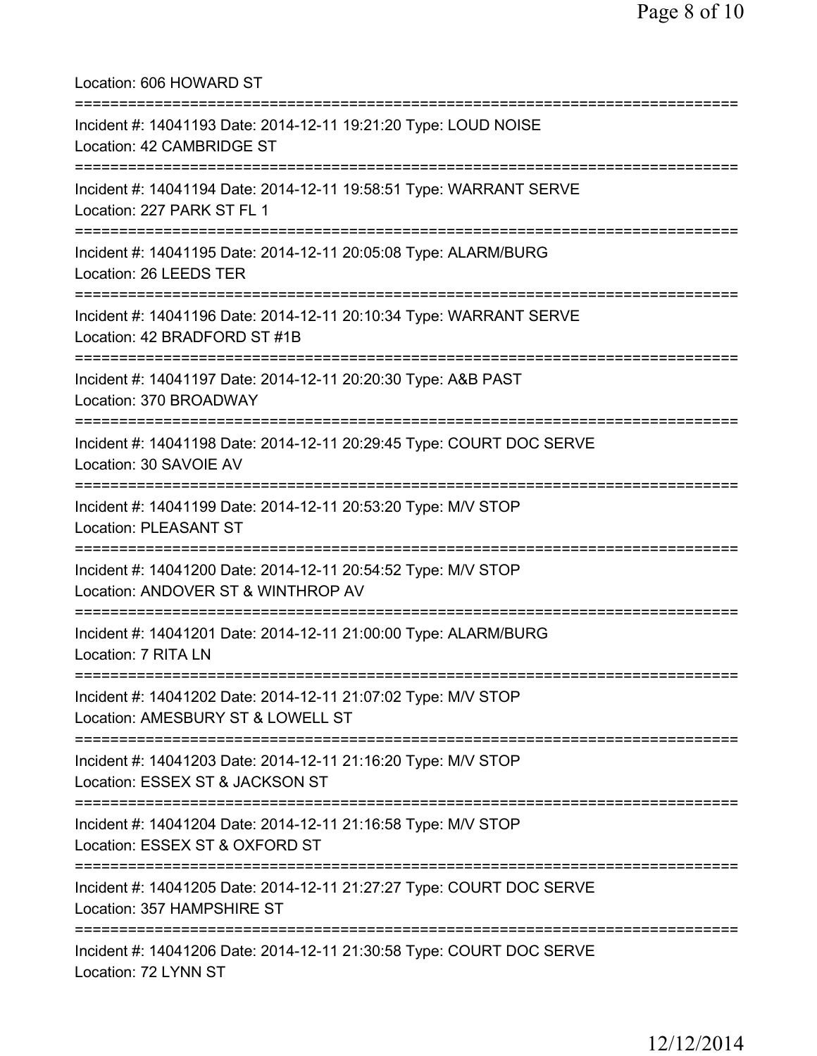Location: 606 HOWARD ST

===========================================================================

Incident #: 14041193 Date: 2014-12-11 19:21:20 Type: LOUD NOISE
Location: 42 CAMBRIDGE ST

===========================================================================

Incident #: 14041194 Date: 2014-12-11 19:58:51 Type: WARRANT SERVE
Location: 227 PARK ST FL 1

===========================================================================

Incident #: 14041195 Date: 2014-12-11 20:05:08 Type: ALARM/BURG
Location: 26 LEEDS TER

===========================================================================

Incident #: 14041196 Date: 2014-12-11 20:10:34 Type: WARRANT SERVE
Location: 42 BRADFORD ST #1B

===========================================================================

Incident #: 14041197 Date: 2014-12-11 20:20:30 Type: A&B PAST
Location: 370 BROADWAY

===========================================================================

Incident #: 14041198 Date: 2014-12-11 20:29:45 Type: COURT DOC SERVE
Location: 30 SAVOIE AV

===========================================================================

Incident #: 14041199 Date: 2014-12-11 20:53:20 Type: M/V STOP
Location: PLEASANT ST

===========================================================================

Incident #: 14041200 Date: 2014-12-11 20:54:52 Type: M/V STOP
Location: ANDOVER ST & WINTHROP AV

===========================================================================

Incident #: 14041201 Date: 2014-12-11 21:00:00 Type: ALARM/BURG
Location: 7 RITA LN

===========================================================================

Incident #: 14041202 Date: 2014-12-11 21:07:02 Type: M/V STOP
Location: AMESBURY ST & LOWELL ST

===========================================================================

Incident #: 14041203 Date: 2014-12-11 21:16:20 Type: M/V STOP
Location: ESSEX ST & JACKSON ST

===========================================================================

Incident #: 14041204 Date: 2014-12-11 21:16:58 Type: M/V STOP
Location: ESSEX ST & OXFORD ST

===========================================================================

Incident #: 14041205 Date: 2014-12-11 21:27:27 Type: COURT DOC SERVE
Location: 357 HAMPSHIRE ST

===========================================================================

Incident #: 14041206 Date: 2014-12-11 21:30:58 Type: COURT DOC SERVE
Location: 72 LYNN ST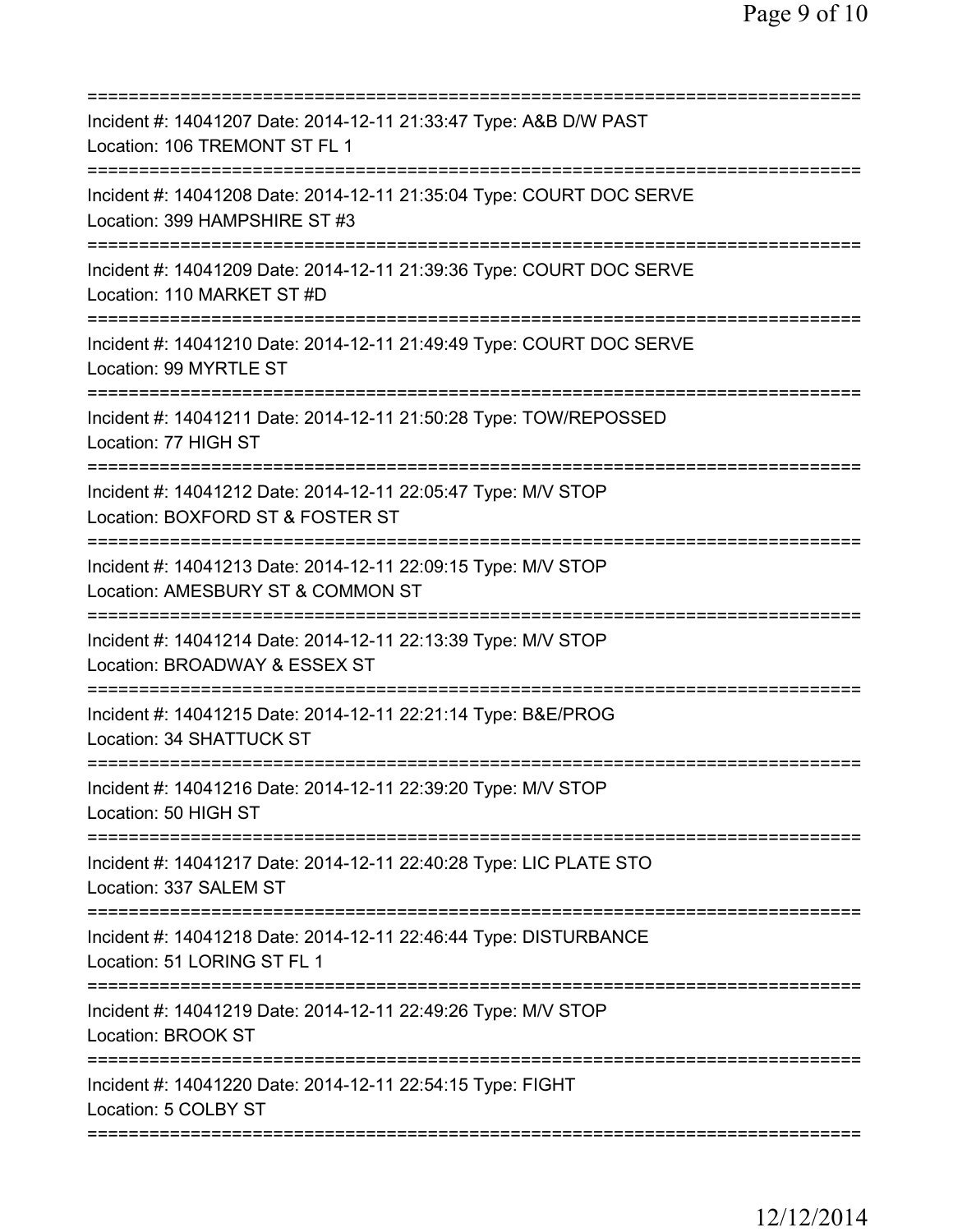===========================================================================
Incident #: 14041207 Date: 2014-12-11 21:33:47 Type: A&B D/W PAST
Location: 106 TREMONT ST FL 1
===========================================================================
Incident #: 14041208 Date: 2014-12-11 21:35:04 Type: COURT DOC SERVE
Location: 399 HAMPSHIRE ST #3
===========================================================================
Incident #: 14041209 Date: 2014-12-11 21:39:36 Type: COURT DOC SERVE
Location: 110 MARKET ST #D
===========================================================================
Incident #: 14041210 Date: 2014-12-11 21:49:49 Type: COURT DOC SERVE
Location: 99 MYRTLE ST
===========================================================================
Incident #: 14041211 Date: 2014-12-11 21:50:28 Type: TOW/REPOSSED
Location: 77 HIGH ST
===========================================================================
Incident #: 14041212 Date: 2014-12-11 22:05:47 Type: M/V STOP
Location: BOXFORD ST & FOSTER ST
===========================================================================
Incident #: 14041213 Date: 2014-12-11 22:09:15 Type: M/V STOP
Location: AMESBURY ST & COMMON ST
===========================================================================
Incident #: 14041214 Date: 2014-12-11 22:13:39 Type: M/V STOP
Location: BROADWAY & ESSEX ST
===========================================================================
Incident #: 14041215 Date: 2014-12-11 22:21:14 Type: B&E/PROG
Location: 34 SHATTUCK ST
===========================================================================
Incident #: 14041216 Date: 2014-12-11 22:39:20 Type: M/V STOP
Location: 50 HIGH ST
===========================================================================
Incident #: 14041217 Date: 2014-12-11 22:40:28 Type: LIC PLATE STO
Location: 337 SALEM ST
===========================================================================
Incident #: 14041218 Date: 2014-12-11 22:46:44 Type: DISTURBANCE
Location: 51 LORING ST FL 1
===========================================================================
Incident #: 14041219 Date: 2014-12-11 22:49:26 Type: M/V STOP
Location: BROOK ST
===========================================================================
Incident #: 14041220 Date: 2014-12-11 22:54:15 Type: FIGHT
Location: 5 COLBY ST
===========================================================================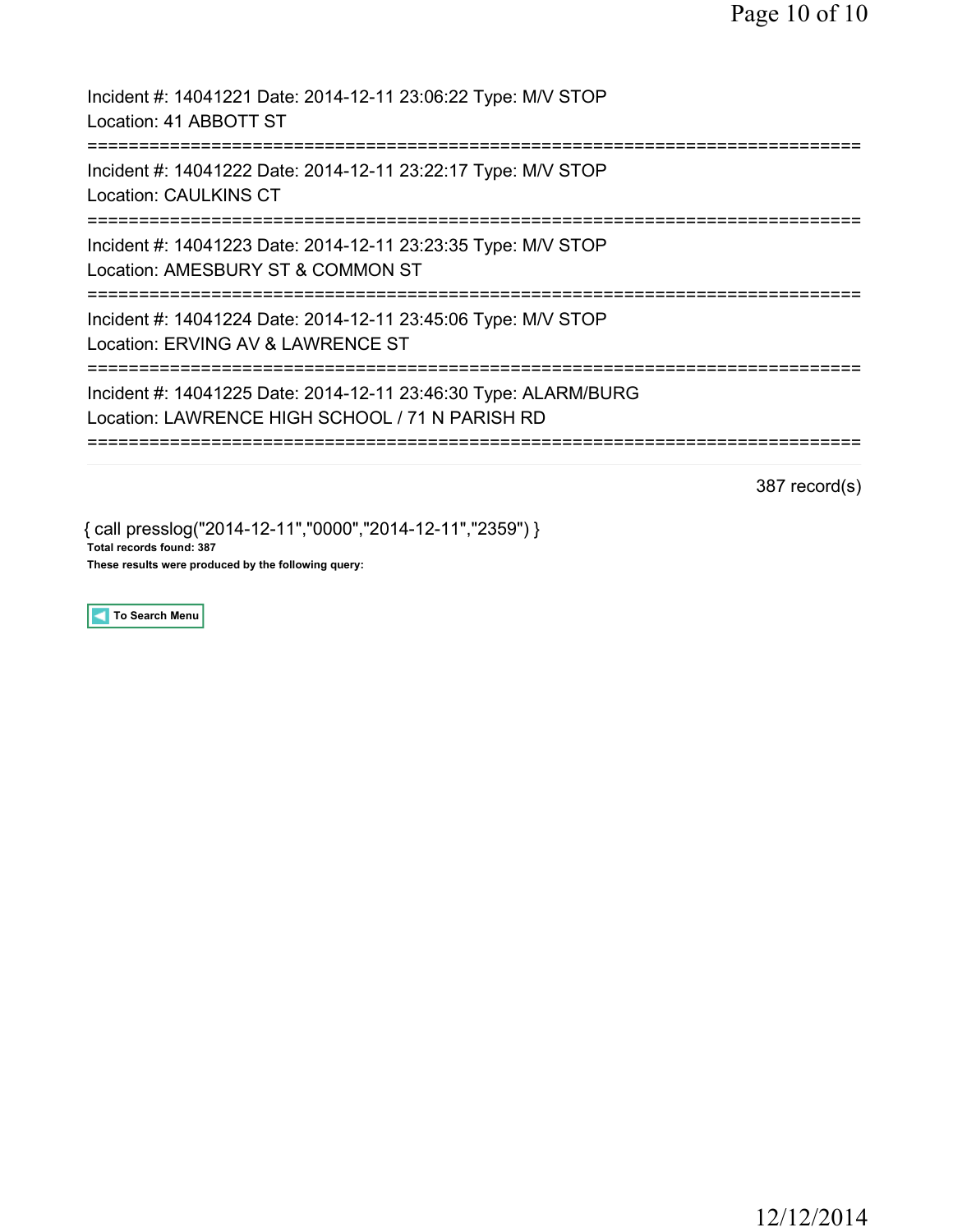Incident #: 14041221 Date: 2014-12-11 23:06:22 Type: M/V STOP
Location: 41 ABBOTT ST

===========================================================================

Incident #: 14041222 Date: 2014-12-11 23:22:17 Type: M/V STOP
Location: CAULKINS CT

===========================================================================

Incident #: 14041223 Date: 2014-12-11 23:23:35 Type: M/V STOP
Location: AMESBURY ST & COMMON ST

===========================================================================

Incident #: 14041224 Date: 2014-12-11 23:45:06 Type: M/V STOP
Location: ERVING AV & LAWRENCE ST

===========================================================================

Incident #: 14041225 Date: 2014-12-11 23:46:30 Type: ALARM/BURG
Location: LAWRENCE HIGH SCHOOL / 71 N PARISH RD

===========================================================================

387 record(s)

{ call presslog("2014-12-11","0000","2014-12-11","2359") }

**Total records found: 387**

**These results were produced by the following query:**

To Search Menu

12/12/2014